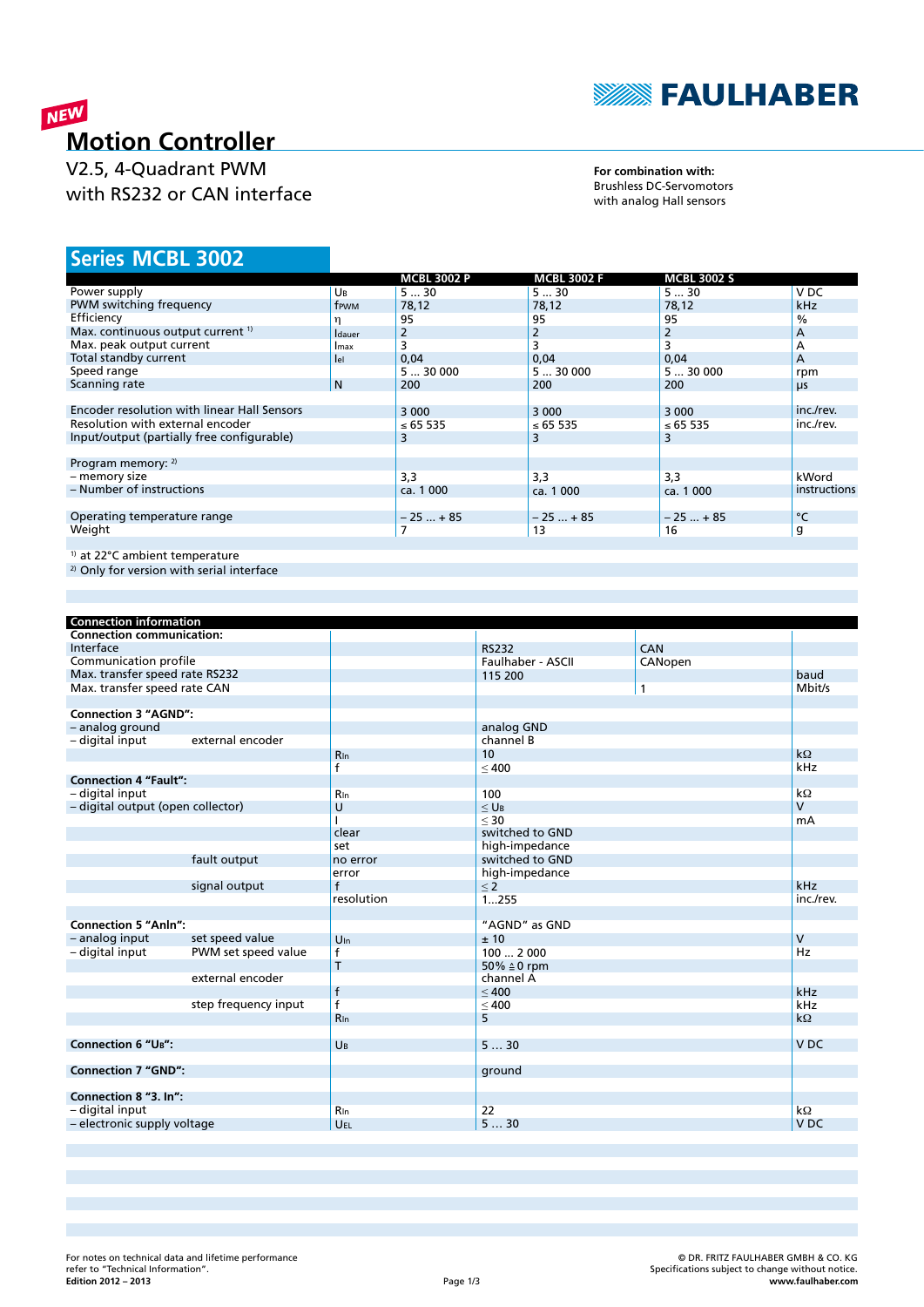FAULHABER

NEW

# Motion Controller

V2.5, 4-Quadrant PWM
with RS232 or CAN interface

**For combination with:**
Brushless DC-Servomotors
with analog Hall sensors

## Series MCBL 3002

| | | MCBL 3002 P | MCBL 3002 F | MCBL 3002 S | |
|---|---|---|---|---|---|
| Power supply | $U_B$ | 5 ... 30 | 5 ... 30 | 5 ... 30 | V DC |
| PWM switching frequency | $f_{PWM}$ | 78,12 | 78,12 | 78,12 | kHz |
| Efficiency | $\eta$ | 95 | 95 | 95 | % |
| Max. continuous output current [1] | $I_{dauer}$ | 2 | 2 | 2 | A |
| Max. peak output current | $I_{max}$ | 3 | 3 | 3 | A |
| Total standby current | $I_{el}$ | 0,04 | 0,04 | 0,04 | A |
| Speed range | | 5 ... 30 000 | 5 ... 30 000 | 5 ... 30 000 | rpm |
| Scanning rate | N | 200 | 200 | 200 | µs |
| | | | | | |
| Encoder resolution with linear Hall Sensors | | 3 000 | 3 000 | 3 000 | inc./rev. |
| Resolution with external encoder | | ≤ 65 535 | ≤ 65 535 | ≤ 65 535 | inc./rev. |
| Input/output (partially free configurable) | | 3 | 3 | 3 | |
| | | | | | |
| Program memory: [2] | | | | | |
| – memory size | | 3,3 | 3,3 | 3,3 | kWord |
| – Number of instructions | | ca. 1 000 | ca. 1 000 | ca. 1 000 | instructions |
| | | | | | |
| Operating temperature range | | – 25 ... + 85 | – 25 ... + 85 | – 25 ... + 85 | °C |
| Weight | | 7 | 13 | 16 | g |

[1] at 22°C ambient temperature
[2] Only for version with serial interface

| Connection information | | | | | |
|---|---|---|---|---|---|
| **Connection communication:** | | | | | |
| Interface | | | RS232 | CAN | |
| Communication profile | | | Faulhaber - ASCII | CANopen | |
| Max. transfer speed rate RS232 | | | 115 200 | | baud |
| Max. transfer speed rate CAN | | | | 1 | Mbit/s |
| | | | | | |
| **Connection 3 "AGND":** | | | | | |
| – analog ground | | | analog GND | | |
| – digital input | external encoder | | channel B | | |
| | | $R_{In}$ | 10 | | kΩ |
| | | f | ≤ 400 | | kHz |
| **Connection 4 "Fault":** | | | | | |
| – digital input | | $R_{In}$ | 100 | | kΩ |
| – digital output (open collector) | | U | ≤ $U_B$ | | V |
| | | I | ≤ 30 | | mA |
| | | clear | switched to GND | | |
| | | set | high-impedance | | |
| | fault output | no error | switched to GND | | |
| | | error | high-impedance | | |
| | signal output | f | ≤ 2 | | kHz |
| | | resolution | 1...255 | | inc./rev. |
| | | | | | |
| **Connection 5 "AnIn":** | | | "AGND" as GND | | |
| – analog input | set speed value | $U_{In}$ | ± 10 | | V |
| – digital input | PWM set speed value | f | 100 ... 2 000 | | Hz |
| | | T | 50% ≙ 0 rpm | | |
| | external encoder | | channel A | | |
| | | f | ≤ 400 | | kHz |
| | step frequency input | f | ≤ 400 | | kHz |
| | | $R_{In}$ | 5 | | kΩ |
| | | | | | |
| **Connection 6 "$U_B$":** | | $U_B$ | 5 ... 30 | | V DC |
| | | | | | |
| **Connection 7 "GND":** | | | ground | | |
| | | | | | |
| **Connection 8 "3. In":** | | | | | |
| – digital input | | $R_{In}$ | 22 | | kΩ |
| – electronic supply voltage | | $U_{EL}$ | 5 ... 30 | | V DC |

For notes on technical data and lifetime performance refer to "Technical Information".
**Edition 2012 – 2013**

© DR. FRITZ FAULHABER GMBH & CO. KG
Specifications subject to change without notice.
**www.faulhaber.com**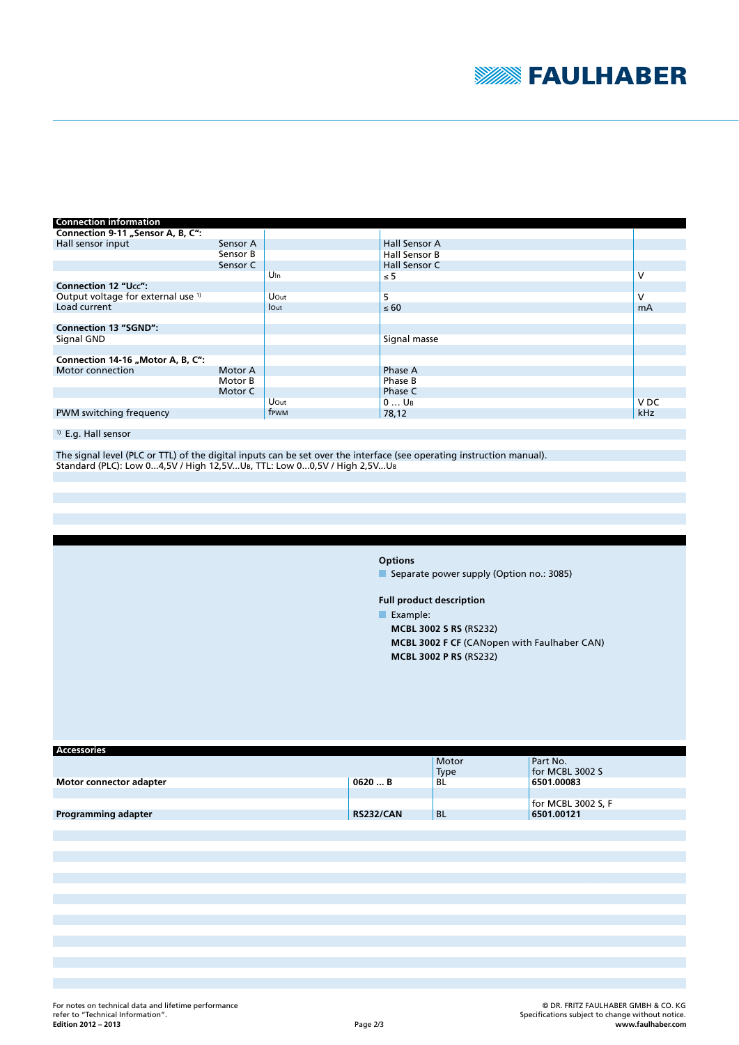## Connection information

| | | | | |
|---|---|---|---|---|
| **Connection 9-11 „Sensor A, B, C":** | | | | |
| Hall sensor input | Sensor A | | Hall Sensor A | |
| | Sensor B | | Hall Sensor B | |
| | Sensor C | | Hall Sensor C | |
| | | $U_{In}$ | ≤ 5 | V |
| **Connection 12 "$U_{CC}$":** | | | | |
| Output voltage for external use [1] | | $U_{Out}$ | 5 | V |
| Load current | | $I_{Out}$ | ≤ 60 | mA |
| | | | | |
| **Connection 13 "SGND":** | | | | |
| Signal GND | | | Signal masse | |
| | | | | |
| **Connection 14-16 „Motor A, B, C":** | | | | |
| Motor connection | Motor A | | Phase A | |
| | Motor B | | Phase B | |
| | Motor C | | Phase C | |
| | | $U_{Out}$ | 0 … $U_B$ | V DC |
| PWM switching frequency | | $f_{PWM}$ | 78,12 | kHz |

[1] E.g. Hall sensor

The signal level (PLC or TTL) of the digital inputs can be set over the interface (see operating instruction manual).
Standard (PLC): Low 0...4,5V / High 12,5V...$U_B$, TTL: Low 0...0,5V / High 2,5V...$U_B$

**Options**

- Separate power supply (Option no.: 3085)

**Full product description**

- Example:
  **MCBL 3002 S RS** (RS232)
  **MCBL 3002 F CF** (CANopen with Faulhaber CAN)
  **MCBL 3002 P RS** (RS232)

## Accessories

| | | Motor Type | Part No. |
|---|---|---|---|
| | | | for MCBL 3002 S |
| **Motor connector adapter** | **0620 … B** | BL | **6501.00083** |
| | | | |
| | | | for MCBL 3002 S, F |
| **Programming adapter** | **RS232/CAN** | BL | **6501.00121** |

For notes on technical data and lifetime performance refer to "Technical Information".
**Edition 2012 – 2013**

© DR. FRITZ FAULHABER GMBH & CO. KG
Specifications subject to change without notice.
**www.faulhaber.com**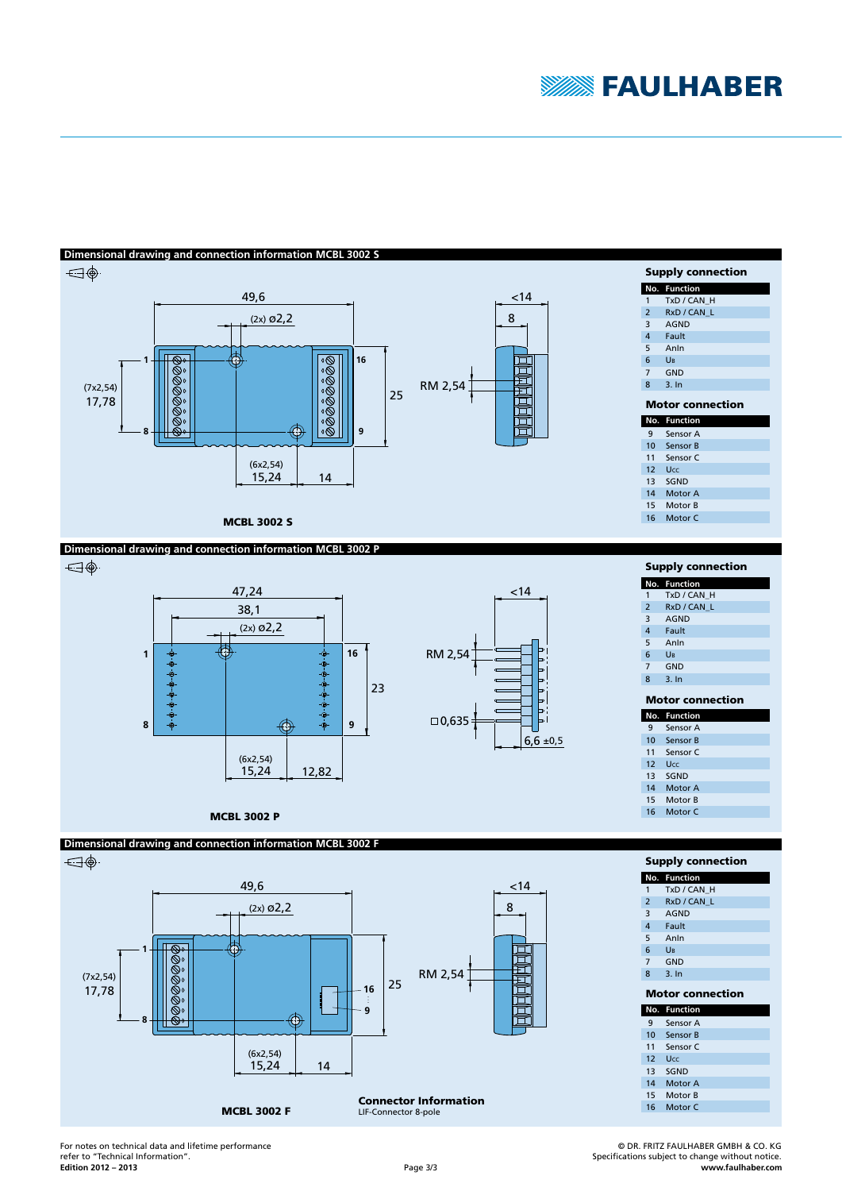## Dimensional drawing and connection information MCBL 3002 S

49,6

(2x) ø2,2

<14

8

1

16

(7x2,54)
17,78

25

RM 2,54

8

9

(6x2,54)
15,24

14

**MCBL 3002 S**

### Supply connection

| No. | Function |
|---|---|
| 1 | TxD / CAN_H |
| 2 | RxD / CAN_L |
| 3 | AGND |
| 4 | Fault |
| 5 | AnIn |
| 6 | $U_B$ |
| 7 | GND |
| 8 | 3. In |

### Motor connection

| No. | Function |
|---|---|
| 9 | Sensor A |
| 10 | Sensor B |
| 11 | Sensor C |
| 12 | $U_{CC}$ |
| 13 | SGND |
| 14 | Motor A |
| 15 | Motor B |
| 16 | Motor C |

## Dimensional drawing and connection information MCBL 3002 P

47,24

38,1

(2x) ø2,2

<14

1

16

RM 2,54

23

8

9

□0,635

(6x2,54)
15,24

12,82

6,6 ±0,5

**MCBL 3002 P**

### Supply connection

| No. | Function |
|---|---|
| 1 | TxD / CAN_H |
| 2 | RxD / CAN_L |
| 3 | AGND |
| 4 | Fault |
| 5 | AnIn |
| 6 | $U_B$ |
| 7 | GND |
| 8 | 3. In |

### Motor connection

| No. | Function |
|---|---|
| 9 | Sensor A |
| 10 | Sensor B |
| 11 | Sensor C |
| 12 | $U_{CC}$ |
| 13 | SGND |
| 14 | Motor A |
| 15 | Motor B |
| 16 | Motor C |

## Dimensional drawing and connection information MCBL 3002 F

49,6

(2x) ø2,2

<14

8

1

(7x2,54)
17,78

16

9

25

RM 2,54

8

(6x2,54)
15,24

14

**MCBL 3002 F**

**Connector Information**
LIF-Connector 8-pole

### Supply connection

| No. | Function |
|---|---|
| 1 | TxD / CAN_H |
| 2 | RxD / CAN_L |
| 3 | AGND |
| 4 | Fault |
| 5 | AnIn |
| 6 | $U_B$ |
| 7 | GND |
| 8 | 3. In |

### Motor connection

| No. | Function |
|---|---|
| 9 | Sensor A |
| 10 | Sensor B |
| 11 | Sensor C |
| 12 | $U_{CC}$ |
| 13 | SGND |
| 14 | Motor A |
| 15 | Motor B |
| 16 | Motor C |

For notes on technical data and lifetime performance refer to "Technical Information".
**Edition 2012 – 2013**

© DR. FRITZ FAULHABER GMBH & CO. KG
Specifications subject to change without notice.
**www.faulhaber.com**